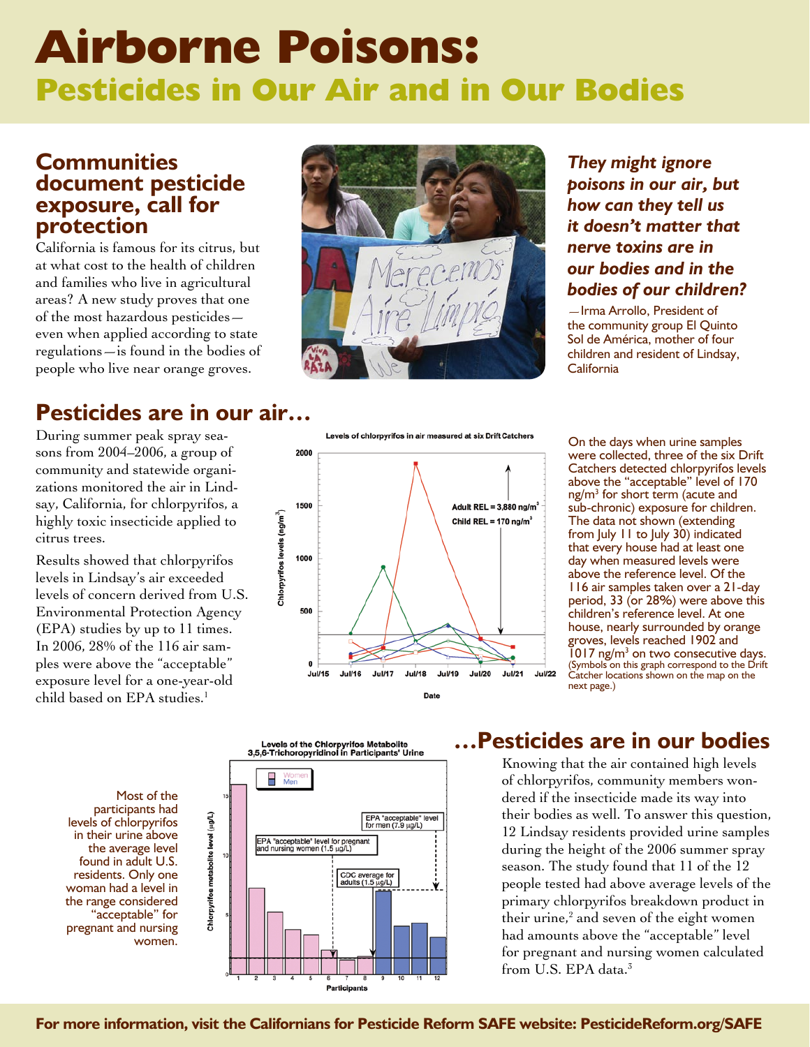# Airborne Poisons:

## Pesticides in Our Air and in Our Bodies

### Communities document pesticide exposure, call for protection

California is famous for its citrus, but at what cost to the health of children and families who live in agricultural areas? A new study proves that one of the most hazardous pesticides—even when applied according to state regulations—is found in the bodies of people who live near orange groves.

***They might ignore poisons in our air, but how can they tell us it doesn't matter that nerve toxins are in our bodies and in the bodies of our children?***

—Irma Arrollo, President of the community group El Quinto Sol de América, mother of four children and resident of Lindsay, California

## Pesticides are in our air…

During summer peak spray seasons from 2004–2006, a group of community and statewide organizations monitored the air in Lindsay, California, for chlorpyrifos, a highly toxic insecticide applied to citrus trees.

Results showed that chlorpyrifos levels in Lindsay's air exceeded levels of concern derived from U.S. Environmental Protection Agency (EPA) studies by up to 11 times. In 2006, 28% of the 116 air samples were above the "acceptable" exposure level for a one-year-old child based on EPA studies.[1]

Levels of chlorpyrifos in air measured at six Drift Catchers

On the days when urine samples were collected, three of the six Drift Catchers detected chlorpyrifos levels above the "acceptable" level of 170 ng/m³ for short term (acute and sub-chronic) exposure for children. The data not shown (extending from July 11 to July 30) indicated that every house had at least one day when measured levels were above the reference level. Of the 116 air samples taken over a 21-day period, 33 (or 28%) were above this children's reference level. At one house, nearly surrounded by orange groves, levels reached 1902 and 1017 ng/m³ on two consecutive days. (Symbols on this graph correspond to the Drift Catcher locations shown on the map on the next page.)

## …Pesticides are in our bodies

Knowing that the air contained high levels of chlorpyrifos, community members wondered if the insecticide made its way into their bodies as well. To answer this question, 12 Lindsay residents provided urine samples during the height of the 2006 summer spray season. The study found that 11 of the 12 people tested had above average levels of the primary chlorpyrifos breakdown product in their urine,[2] and seven of the eight women had amounts above the "acceptable" level for pregnant and nursing women calculated from U.S. EPA data.[3]

Levels of the Chlorpyrifos Metabolite 3,5,6-Trichoropyridinol in Participants' Urine

Most of the participants had levels of chlorpyrifos in their urine above the average level found in adult U.S. residents. Only one woman had a level in the range considered "acceptable" for pregnant and nursing women.

**For more information, visit the Californians for Pesticide Reform SAFE website: PesticideReform.org/SAFE**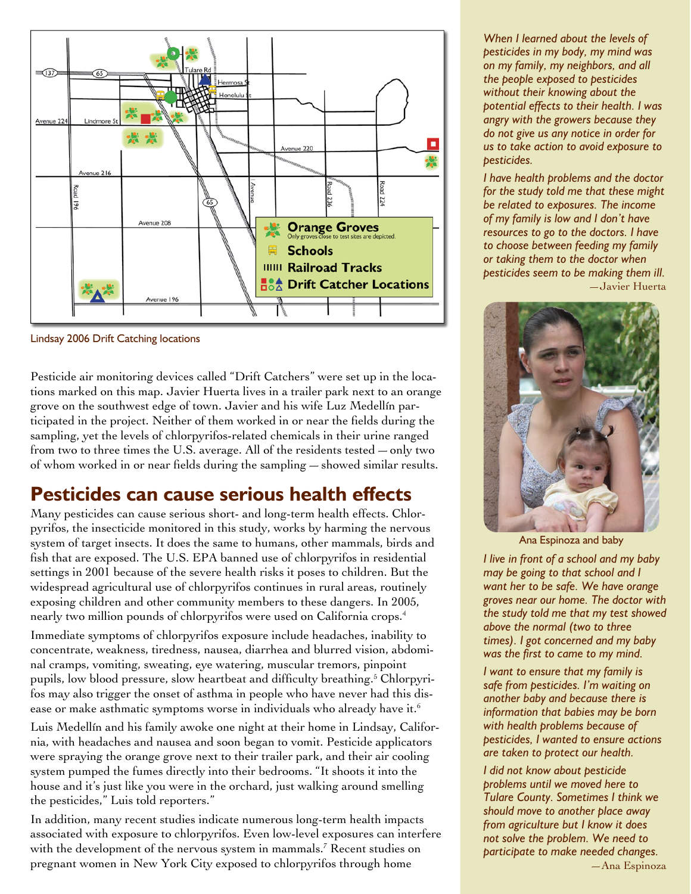Lindsay 2006 Drift Catching locations

Pesticide air monitoring devices called "Drift Catchers" were set up in the locations marked on this map. Javier Huerta lives in a trailer park next to an orange grove on the southwest edge of town. Javier and his wife Luz Medellín participated in the project. Neither of them worked in or near the fields during the sampling, yet the levels of chlorpyrifos-related chemicals in their urine ranged from two to three times the U.S. average. All of the residents tested — only two of whom worked in or near fields during the sampling — showed similar results.

## Pesticides can cause serious health effects

Many pesticides can cause serious short- and long-term health effects. Chlorpyrifos, the insecticide monitored in this study, works by harming the nervous system of target insects. It does the same to humans, other mammals, birds and fish that are exposed. The U.S. EPA banned use of chlorpyrifos in residential settings in 2001 because of the severe health risks it poses to children. But the widespread agricultural use of chlorpyrifos continues in rural areas, routinely exposing children and other community members to these dangers. In 2005, nearly two million pounds of chlorpyrifos were used on California crops.[4]

Immediate symptoms of chlorpyrifos exposure include headaches, inability to concentrate, weakness, tiredness, nausea, diarrhea and blurred vision, abdominal cramps, vomiting, sweating, eye watering, muscular tremors, pinpoint pupils, low blood pressure, slow heartbeat and difficulty breathing.[5] Chlorpyrifos may also trigger the onset of asthma in people who have never had this disease or make asthmatic symptoms worse in individuals who already have it.[6]

Luis Medellín and his family awoke one night at their home in Lindsay, California, with headaches and nausea and soon began to vomit. Pesticide applicators were spraying the orange grove next to their trailer park, and their air cooling system pumped the fumes directly into their bedrooms. "It shoots it into the house and it's just like you were in the orchard, just walking around smelling the pesticides," Luis told reporters."

In addition, many recent studies indicate numerous long-term health impacts associated with exposure to chlorpyrifos. Even low-level exposures can interfere with the development of the nervous system in mammals.[7] Recent studies on pregnant women in New York City exposed to chlorpyrifos through home

*When I learned about the levels of pesticides in my body, my mind was on my family, my neighbors, and all the people exposed to pesticides without their knowing about the potential effects to their health. I was angry with the growers because they do not give us any notice in order for us to take action to avoid exposure to pesticides.*

*I have health problems and the doctor for the study told me that these might be related to exposures. The income of my family is low and I don't have resources to go to the doctors. I have to choose between feeding my family or taking them to the doctor when pesticides seem to be making them ill.*

—Javier Huerta

Ana Espinoza and baby

*I live in front of a school and my baby may be going to that school and I want her to be safe. We have orange groves near our home. The doctor with the study told me that my test showed above the normal (two to three times). I got concerned and my baby was the first to came to my mind.*

*I want to ensure that my family is safe from pesticides. I'm waiting on another baby and because there is information that babies may be born with health problems because of pesticides, I wanted to ensure actions are taken to protect our health.*

*I did not know about pesticide problems until we moved here to Tulare County. Sometimes I think we should move to another place away from agriculture but I know it does not solve the problem. We need to participate to make needed changes.*

—Ana Espinoza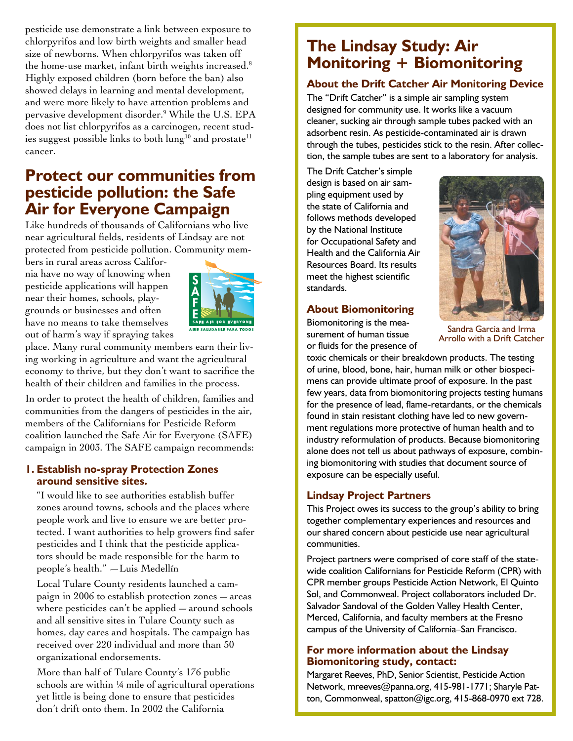pesticide use demonstrate a link between exposure to chlorpyrifos and low birth weights and smaller head size of newborns. When chlorpyrifos was taken off the home-use market, infant birth weights increased.[8] Highly exposed children (born before the ban) also showed delays in learning and mental development, and were more likely to have attention problems and pervasive development disorder.[9] While the U.S. EPA does not list chlorpyrifos as a carcinogen, recent studies suggest possible links to both lung[10] and prostate[11] cancer.

## Protect our communities from pesticide pollution: the Safe Air for Everyone Campaign

Like hundreds of thousands of Californians who live near agricultural fields, residents of Lindsay are not protected from pesticide pollution. Community members in rural areas across California have no way of knowing when pesticide applications will happen near their homes, schools, playgrounds or businesses and often have no means to take themselves out of harm's way if spraying takes place. Many rural community members earn their living working in agriculture and want the agricultural economy to thrive, but they don't want to sacrifice the health of their children and families in the process.

In order to protect the health of children, families and communities from the dangers of pesticides in the air, members of the Californians for Pesticide Reform coalition launched the Safe Air for Everyone (SAFE) campaign in 2003. The SAFE campaign recommends:

### 1. Establish no-spray Protection Zones around sensitive sites.

"I would like to see authorities establish buffer zones around towns, schools and the places where people work and live to ensure we are better protected. I want authorities to help growers find safer pesticides and I think that the pesticide applicators should be made responsible for the harm to people's health." —Luis Medellín

Local Tulare County residents launched a campaign in 2006 to establish protection zones — areas where pesticides can't be applied — around schools and all sensitive sites in Tulare County such as homes, day cares and hospitals. The campaign has received over 220 individual and more than 50 organizational endorsements.

More than half of Tulare County's 176 public schools are within ¼ mile of agricultural operations yet little is being done to ensure that pesticides don't drift onto them. In 2002 the California

## The Lindsay Study: Air Monitoring + Biomonitoring

### About the Drift Catcher Air Monitoring Device

The "Drift Catcher" is a simple air sampling system designed for community use. It works like a vacuum cleaner, sucking air through sample tubes packed with an adsorbent resin. As pesticide-contaminated air is drawn through the tubes, pesticides stick to the resin. After collection, the sample tubes are sent to a laboratory for analysis.

The Drift Catcher's simple design is based on air sampling equipment used by the state of California and follows methods developed by the National Institute for Occupational Safety and Health and the California Air Resources Board. Its results meet the highest scientific standards.

Sandra Garcia and Irma Arrollo with a Drift Catcher

### About Biomonitoring

Biomonitoring is the measurement of human tissue or fluids for the presence of toxic chemicals or their breakdown products. The testing of urine, blood, bone, hair, human milk or other biospecimens can provide ultimate proof of exposure. In the past few years, data from biomonitoring projects testing humans for the presence of lead, flame-retardants, or the chemicals found in stain resistant clothing have led to new government regulations more protective of human health and to industry reformulation of products. Because biomonitoring alone does not tell us about pathways of exposure, combining biomonitoring with studies that document source of exposure can be especially useful.

### Lindsay Project Partners

This Project owes its success to the group's ability to bring together complementary experiences and resources and our shared concern about pesticide use near agricultural communities.

Project partners were comprised of core staff of the statewide coalition Californians for Pesticide Reform (CPR) with CPR member groups Pesticide Action Network, El Quinto Sol, and Commonweal. Project collaborators included Dr. Salvador Sandoval of the Golden Valley Health Center, Merced, California, and faculty members at the Fresno campus of the University of California–San Francisco.

### For more information about the Lindsay Biomonitoring study, contact:

Margaret Reeves, PhD, Senior Scientist, Pesticide Action Network, mreeves@panna.org, 415-981-1771; Sharyle Patton, Commonweal, spatton@igc.org, 415-868-0970 ext 728.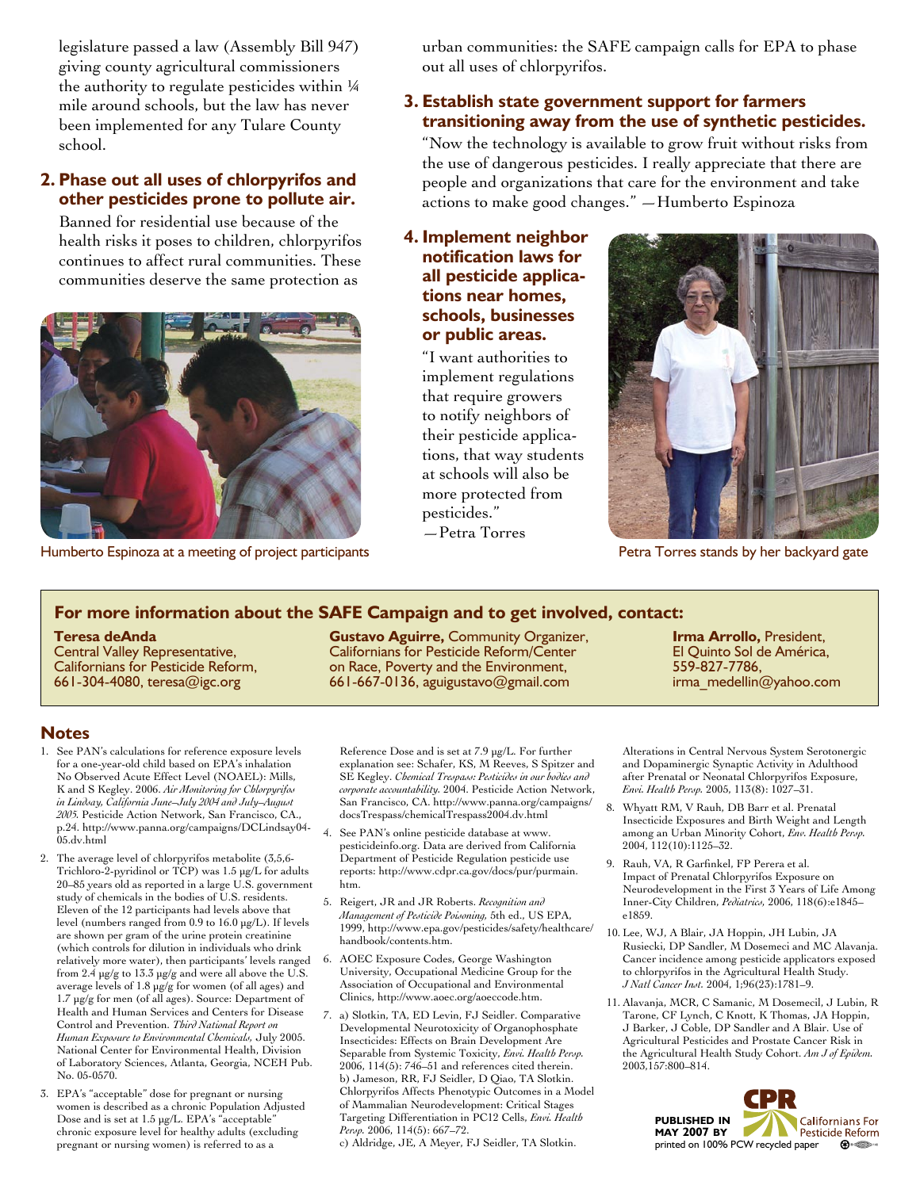legislature passed a law (Assembly Bill 947) giving county agricultural commissioners the authority to regulate pesticides within ¼ mile around schools, but the law has never been implemented for any Tulare County school.

**2. Phase out all uses of chlorpyrifos and other pesticides prone to pollute air.**

Banned for residential use because of the health risks it poses to children, chlorpyrifos continues to affect rural communities. These communities deserve the same protection as urban communities: the SAFE campaign calls for EPA to phase out all uses of chlorpyrifos.

Humberto Espinoza at a meeting of project participants

**3. Establish state government support for farmers transitioning away from the use of synthetic pesticides.**

"Now the technology is available to grow fruit without risks from the use of dangerous pesticides. I really appreciate that there are people and organizations that care for the environment and take actions to make good changes." —Humberto Espinoza

**4. Implement neighbor notification laws for all pesticide applications near homes, schools, businesses or public areas.**

"I want authorities to implement regulations that require growers to notify neighbors of their pesticide applications, that way students at schools will also be more protected from pesticides."
—Petra Torres

Petra Torres stands by her backyard gate

### For more information about the SAFE Campaign and to get involved, contact:

**Teresa deAnda**
Central Valley Representative, Californians for Pesticide Reform, 661-304-4080, teresa@igc.org

**Gustavo Aguirre,** Community Organizer, Californians for Pesticide Reform/Center on Race, Poverty and the Environment, 661-667-0136, aguigustavo@gmail.com

**Irma Arrollo,** President, El Quinto Sol de América, 559-827-7786, irma_medellin@yahoo.com

## Notes

1. See PAN's calculations for reference exposure levels for a one-year-old child based on EPA's inhalation No Observed Acute Effect Level (NOAEL): Mills, K and S Kegley. 2006. *Air Monitoring for Chlorpyrifos in Lindsay, California June–July 2004 and July–August 2005.* Pesticide Action Network, San Francisco, CA., p.24. http://www.panna.org/campaigns/DCLindsay04-05.dv.html
2. The average level of chlorpyrifos metabolite (3,5,6-Trichloro-2-pyridinol or TCP) was 1.5 µg/L for adults 20–85 years old as reported in a large U.S. government study of chemicals in the bodies of U.S. residents. Eleven of the 12 participants had levels above that level (numbers ranged from 0.9 to 16.0 µg/L). If levels are shown per gram of the urine protein creatinine (which controls for dilution in individuals who drink relatively more water), then participants' levels ranged from 2.4 µg/g to 13.3 µg/g and were all above the U.S. average levels of 1.8 µg/g for women (of all ages) and 1.7 µg/g for men (of all ages). Source: Department of Health and Human Services and Centers for Disease Control and Prevention. *Third National Report on Human Exposure to Environmental Chemicals,* July 2005. National Center for Environmental Health, Division of Laboratory Sciences, Atlanta, Georgia, NCEH Pub. No. 05-0570.
3. EPA's "acceptable" dose for pregnant or nursing women is described as a chronic Population Adjusted Dose and is set at 1.5 µg/L. EPA's "acceptable" chronic exposure level for healthy adults (excluding pregnant or nursing women) is referred to as a Reference Dose and is set at 7.9 µg/L. For further explanation see: Schafer, KS, M Reeves, S Spitzer and SE Kegley. *Chemical Trespass: Pesticides in our bodies and corporate accountability.* 2004. Pesticide Action Network, San Francisco, CA. http://www.panna.org/campaigns/docsTrespass/chemicalTrespass2004.dv.html
4. See PAN's online pesticide database at www.pesticideinfo.org. Data are derived from California Department of Pesticide Regulation pesticide use reports: http://www.cdpr.ca.gov/docs/pur/purmain.htm.
5. Reigert, JR and JR Roberts. *Recognition and Management of Pesticide Poisoning,* 5th ed., US EPA, 1999, http://www.epa.gov/pesticides/safety/healthcare/handbook/contents.htm.
6. AOEC Exposure Codes, George Washington University, Occupational Medicine Group for the Association of Occupational and Environmental Clinics, http://www.aoec.org/aoeccode.htm.
7. a) Slotkin, TA, ED Levin, FJ Seidler. Comparative Developmental Neurotoxicity of Organophosphate Insecticides: Effects on Brain Development Are Separable from Systemic Toxicity, *Envi. Health Persp.* 2006, 114(5): 746–51 and references cited therein.
   b) Jameson, RR, FJ Seidler, D Qiao, TA Slotkin. Chlorpyrifos Affects Phenotypic Outcomes in a Model of Mammalian Neurodevelopment: Critical Stages Targeting Differentiation in PC12 Cells, *Envi. Health Persp.* 2006, 114(5): 667–72.
   c) Aldridge, JE, A Meyer, FJ Seidler, TA Slotkin. Alterations in Central Nervous System Serotonergic and Dopaminergic Synaptic Activity in Adulthood after Prenatal or Neonatal Chlorpyrifos Exposure, *Envi. Health Persp.* 2005, 113(8): 1027–31.
8. Whyatt RM, V Rauh, DB Barr et al. Prenatal Insecticide Exposures and Birth Weight and Length among an Urban Minority Cohort, *Env. Health Persp.* 2004, 112(10):1125–32.
9. Rauh, VA, R Garfinkel, FP Perera et al. Impact of Prenatal Chlorpyrifos Exposure on Neurodevelopment in the First 3 Years of Life Among Inner-City Children, *Pediatrics,* 2006, 118(6):e1845–e1859.
10. Lee, WJ, A Blair, JA Hoppin, JH Lubin, JA Rusiecki, DP Sandler, M Dosemeci and MC Alavanja. Cancer incidence among pesticide applicators exposed to chlorpyrifos in the Agricultural Health Study. *J Natl Cancer Inst.* 2004, 1;96(23):1781–9.
11. Alavanja, MCR, C Samanic, M Dosemecil, J Lubin, R Tarone, CF Lynch, C Knott, K Thomas, JA Hoppin, J Barker, J Coble, DP Sandler and A Blair. Use of Agricultural Pesticides and Prostate Cancer Risk in the Agricultural Health Study Cohort. *Am J of Epidem.* 2003,157:800–814.

**PUBLISHED IN MAY 2007 BY** CPR Californians For Pesticide Reform
printed on 100% PCW recycled paper